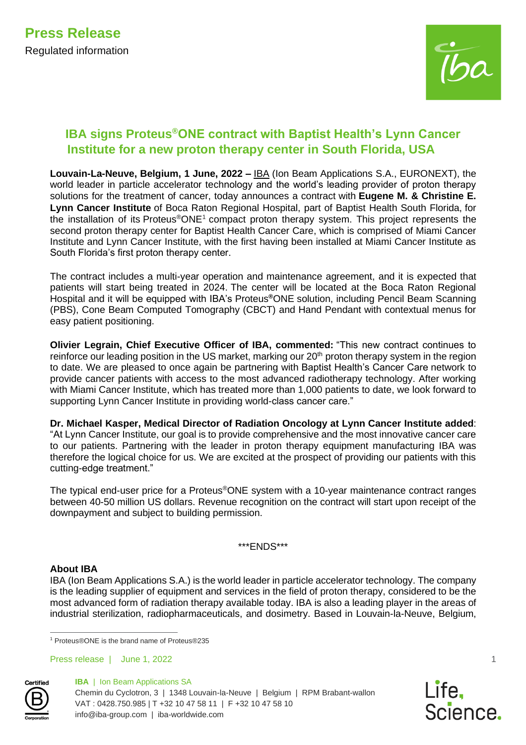**Press Release**

Regulated information

# IBA signs Proteus®ONE contract with Baptist Health's Lynn Cancer Institute for a new proton therapy center in South Florida, USA

**Louvain-La-Neuve, Belgium, 1 June, 2022 –** IBA (Ion Beam Applications S.A., EURONEXT), the world leader in particle accelerator technology and the world's leading provider of proton therapy solutions for the treatment of cancer, today announces a contract with **Eugene M. & Christine E. Lynn Cancer Institute** of Boca Raton Regional Hospital, part of Baptist Health South Florida, for the installation of its Proteus®ONE[1] compact proton therapy system. This project represents the second proton therapy center for Baptist Health Cancer Care, which is comprised of Miami Cancer Institute and Lynn Cancer Institute, with the first having been installed at Miami Cancer Institute as South Florida's first proton therapy center.

The contract includes a multi-year operation and maintenance agreement, and it is expected that patients will start being treated in 2024. The center will be located at the Boca Raton Regional Hospital and it will be equipped with IBA's Proteus®ONE solution, including Pencil Beam Scanning (PBS), Cone Beam Computed Tomography (CBCT) and Hand Pendant with contextual menus for easy patient positioning.

**Olivier Legrain, Chief Executive Officer of IBA, commented:** "This new contract continues to reinforce our leading position in the US market, marking our 20th proton therapy system in the region to date. We are pleased to once again be partnering with Baptist Health's Cancer Care network to provide cancer patients with access to the most advanced radiotherapy technology. After working with Miami Cancer Institute, which has treated more than 1,000 patients to date, we look forward to supporting Lynn Cancer Institute in providing world-class cancer care."

**Dr. Michael Kasper, Medical Director of Radiation Oncology at Lynn Cancer Institute added**: "At Lynn Cancer Institute, our goal is to provide comprehensive and the most innovative cancer care to our patients. Partnering with the leader in proton therapy equipment manufacturing IBA was therefore the logical choice for us. We are excited at the prospect of providing our patients with this cutting-edge treatment."

The typical end-user price for a Proteus®ONE system with a 10-year maintenance contract ranges between 40-50 million US dollars. Revenue recognition on the contract will start upon receipt of the downpayment and subject to building permission.

\*\*\*ENDS\*\*\*

**About IBA**

IBA (Ion Beam Applications S.A.) is the world leader in particle accelerator technology. The company is the leading supplier of equipment and services in the field of proton therapy, considered to be the most advanced form of radiation therapy available today. IBA is also a leading player in the areas of industrial sterilization, radiopharmaceuticals, and dosimetry. Based in Louvain-la-Neuve, Belgium,

[1] Proteus®ONE is the brand name of Proteus®235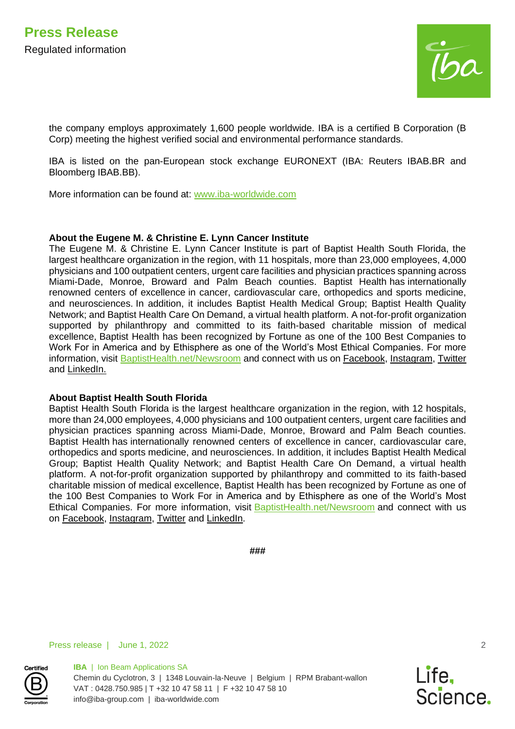the company employs approximately 1,600 people worldwide. IBA is a certified B Corporation (B Corp) meeting the highest verified social and environmental performance standards.

IBA is listed on the pan-European stock exchange EURONEXT (IBA: Reuters IBAB.BR and Bloomberg IBAB.BB).

More information can be found at: www.iba-worldwide.com

**About the Eugene M. & Christine E. Lynn Cancer Institute**
The Eugene M. & Christine E. Lynn Cancer Institute is part of Baptist Health South Florida, the largest healthcare organization in the region, with 11 hospitals, more than 23,000 employees, 4,000 physicians and 100 outpatient centers, urgent care facilities and physician practices spanning across Miami-Dade, Monroe, Broward and Palm Beach counties. Baptist Health has internationally renowned centers of excellence in cancer, cardiovascular care, orthopedics and sports medicine, and neurosciences. In addition, it includes Baptist Health Medical Group; Baptist Health Quality Network; and Baptist Health Care On Demand, a virtual health platform. A not-for-profit organization supported by philanthropy and committed to its faith-based charitable mission of medical excellence, Baptist Health has been recognized by Fortune as one of the 100 Best Companies to Work For in America and by Ethisphere as one of the World's Most Ethical Companies. For more information, visit BaptistHealth.net/Newsroom and connect with us on Facebook, Instagram, Twitter and LinkedIn.

**About Baptist Health South Florida**
Baptist Health South Florida is the largest healthcare organization in the region, with 12 hospitals, more than 24,000 employees, 4,000 physicians and 100 outpatient centers, urgent care facilities and physician practices spanning across Miami-Dade, Monroe, Broward and Palm Beach counties. Baptist Health has internationally renowned centers of excellence in cancer, cardiovascular care, orthopedics and sports medicine, and neurosciences. In addition, it includes Baptist Health Medical Group; Baptist Health Quality Network; and Baptist Health Care On Demand, a virtual health platform. A not-for-profit organization supported by philanthropy and committed to its faith-based charitable mission of medical excellence, Baptist Health has been recognized by Fortune as one of the 100 Best Companies to Work For in America and by Ethisphere as one of the World's Most Ethical Companies. For more information, visit BaptistHealth.net/Newsroom and connect with us on Facebook, Instagram, Twitter and LinkedIn.

###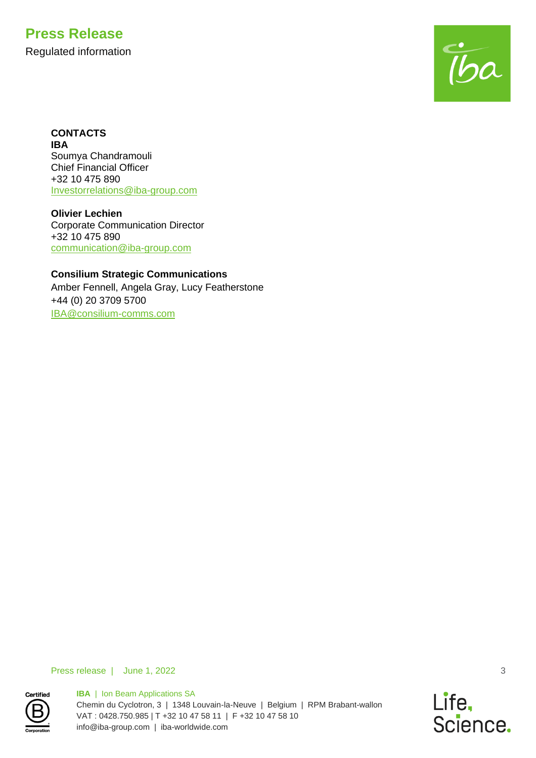**CONTACTS**

**IBA**
Soumya Chandramouli
Chief Financial Officer
+32 10 475 890
Investorrelations@iba-group.com

**Olivier Lechien**
Corporate Communication Director
+32 10 475 890
communication@iba-group.com

**Consilium Strategic Communications**
Amber Fennell, Angela Gray, Lucy Featherstone
+44 (0) 20 3709 5700
IBA@consilium-comms.com